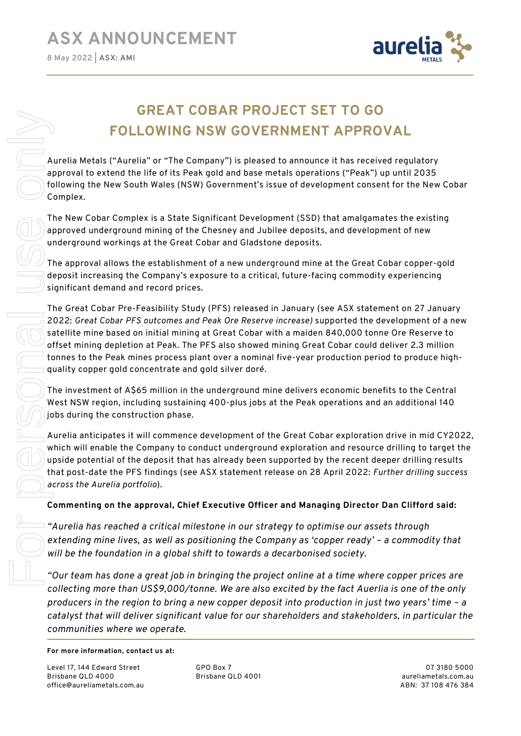# ASX ANNOUNCEMENT

8 May 2022 | **ASX: AMI**

## GREAT COBAR PROJECT SET TO GO FOLLOWING NSW GOVERNMENT APPROVAL

Aurelia Metals ("Aurelia" or "The Company") is pleased to announce it has received regulatory approval to extend the life of its Peak gold and base metals operations ("Peak") up until 2035 following the New South Wales (NSW) Government's issue of development consent for the New Cobar Complex.

The New Cobar Complex is a State Significant Development (SSD) that amalgamates the existing approved underground mining of the Chesney and Jubilee deposits, and development of new underground workings at the Great Cobar and Gladstone deposits.

The approval allows the establishment of a new underground mine at the Great Cobar copper-gold deposit increasing the Company's exposure to a critical, future-facing commodity experiencing significant demand and record prices.

The Great Cobar Pre-Feasibility Study (PFS) released in January (see ASX statement on 27 January 2022: *Great Cobar PFS outcomes and Peak Ore Reserve increase)* supported the development of a new satellite mine based on initial mining at Great Cobar with a maiden 840,000 tonne Ore Reserve to offset mining depletion at Peak. The PFS also showed mining Great Cobar could deliver 2.3 million tonnes to the Peak mines process plant over a nominal five-year production period to produce high-quality copper gold concentrate and gold silver doré.

The investment of A$65 million in the underground mine delivers economic benefits to the Central West NSW region, including sustaining 400-plus jobs at the Peak operations and an additional 140 jobs during the construction phase.

Aurelia anticipates it will commence development of the Great Cobar exploration drive in mid CY2022, which will enable the Company to conduct underground exploration and resource drilling to target the upside potential of the deposit that has already been supported by the recent deeper drilling results that post-date the PFS findings (see ASX statement release on 28 April 2022: *Further drilling success across the Aurelia portfolio*).

**Commenting on the approval, Chief Executive Officer and Managing Director Dan Clifford said:**

*"Aurelia has reached a critical milestone in our strategy to optimise our assets through extending mine lives, as well as positioning the Company as 'copper ready' – a commodity that will be the foundation in a global shift to towards a decarbonised society.*

*"Our team has done a great job in bringing the project online at a time where copper prices are collecting more than US$9,000/tonne. We are also excited by the fact Auerlia is one of the only producers in the region to bring a new copper deposit into production in just two years' time – a catalyst that will deliver significant value for our shareholders and stakeholders, in particular the communities where we operate.*

**For more information, contact us at:**

Level 17, 144 Edward Street
Brisbane QLD 4000
office@aureliametals.com.au

GPO Box 7
Brisbane QLD 4001

07 3180 5000
aureliametals.com.au
ABN: 37 108 476 384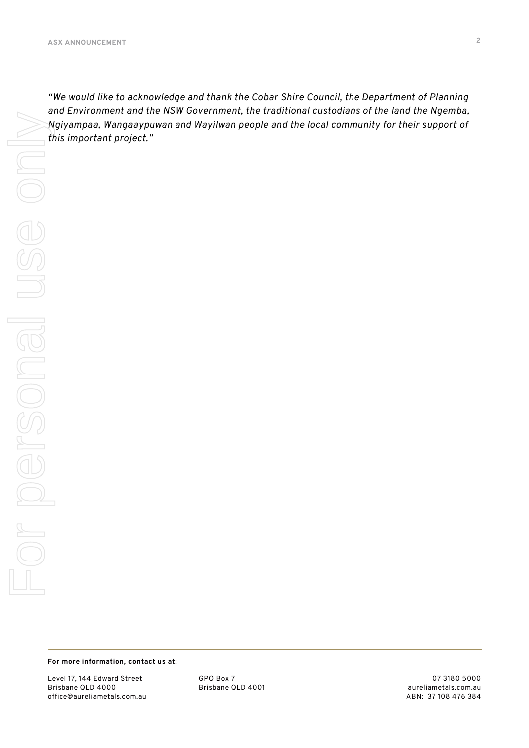*"We would like to acknowledge and thank the Cobar Shire Council, the Department of Planning and Environment and the NSW Government, the traditional custodians of the land the Ngemba, Ngiyampaa, Wangaaypuwan and Wayilwan people and the local community for their support of this important project."*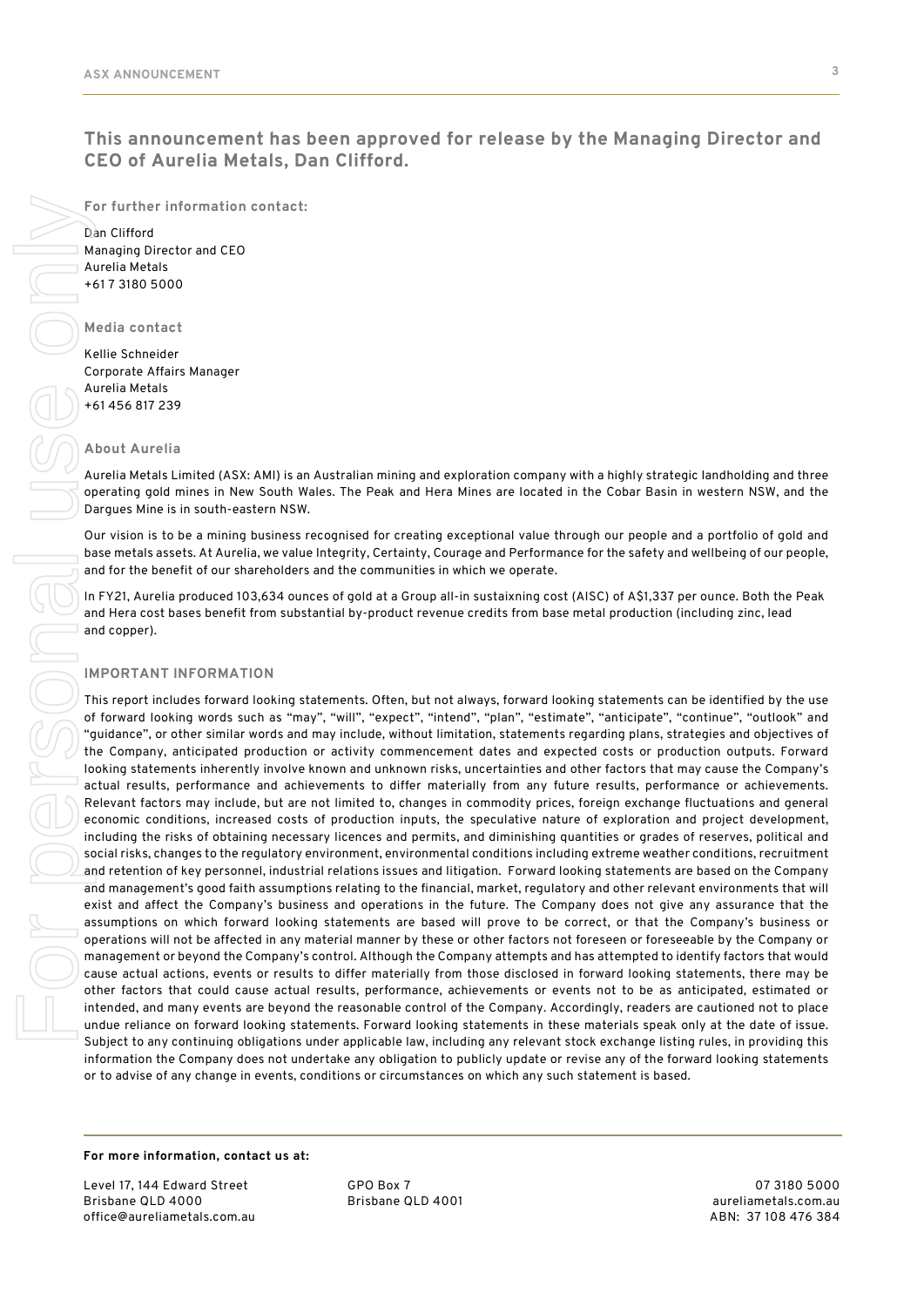## This announcement has been approved for release by the Managing Director and CEO of Aurelia Metals, Dan Clifford.

**For further information contact:**

Dan Clifford
Managing Director and CEO
Aurelia Metals
+61 7 3180 5000

**Media contact**

Kellie Schneider
Corporate Affairs Manager
Aurelia Metals
+61 456 817 239

**About Aurelia**

Aurelia Metals Limited (ASX: AMI) is an Australian mining and exploration company with a highly strategic landholding and three operating gold mines in New South Wales. The Peak and Hera Mines are located in the Cobar Basin in western NSW, and the Dargues Mine is in south-eastern NSW.

Our vision is to be a mining business recognised for creating exceptional value through our people and a portfolio of gold and base metals assets. At Aurelia, we value Integrity, Certainty, Courage and Performance for the safety and wellbeing of our people, and for the benefit of our shareholders and the communities in which we operate.

In FY21, Aurelia produced 103,634 ounces of gold at a Group all-in sustaixning cost (AISC) of A$1,337 per ounce. Both the Peak and Hera cost bases benefit from substantial by-product revenue credits from base metal production (including zinc, lead and copper).

**IMPORTANT INFORMATION**

This report includes forward looking statements. Often, but not always, forward looking statements can be identified by the use of forward looking words such as "may", "will", "expect", "intend", "plan", "estimate", "anticipate", "continue", "outlook" and "guidance", or other similar words and may include, without limitation, statements regarding plans, strategies and objectives of the Company, anticipated production or activity commencement dates and expected costs or production outputs. Forward looking statements inherently involve known and unknown risks, uncertainties and other factors that may cause the Company's actual results, performance and achievements to differ materially from any future results, performance or achievements. Relevant factors may include, but are not limited to, changes in commodity prices, foreign exchange fluctuations and general economic conditions, increased costs of production inputs, the speculative nature of exploration and project development, including the risks of obtaining necessary licences and permits, and diminishing quantities or grades of reserves, political and social risks, changes to the regulatory environment, environmental conditions including extreme weather conditions, recruitment and retention of key personnel, industrial relations issues and litigation. Forward looking statements are based on the Company and management's good faith assumptions relating to the financial, market, regulatory and other relevant environments that will exist and affect the Company's business and operations in the future. The Company does not give any assurance that the assumptions on which forward looking statements are based will prove to be correct, or that the Company's business or operations will not be affected in any material manner by these or other factors not foreseen or foreseeable by the Company or management or beyond the Company's control. Although the Company attempts and has attempted to identify factors that would cause actual actions, events or results to differ materially from those disclosed in forward looking statements, there may be other factors that could cause actual results, performance, achievements or events not to be as anticipated, estimated or intended, and many events are beyond the reasonable control of the Company. Accordingly, readers are cautioned not to place undue reliance on forward looking statements. Forward looking statements in these materials speak only at the date of issue. Subject to any continuing obligations under applicable law, including any relevant stock exchange listing rules, in providing this information the Company does not undertake any obligation to publicly update or revise any of the forward looking statements or to advise of any change in events, conditions or circumstances on which any such statement is based.

**For more information, contact us at:**

Level 17, 144 Edward Street
Brisbane QLD 4000
office@aureliametals.com.au

GPO Box 7
Brisbane QLD 4001

07 3180 5000
aureliametals.com.au
ABN: 37 108 476 384